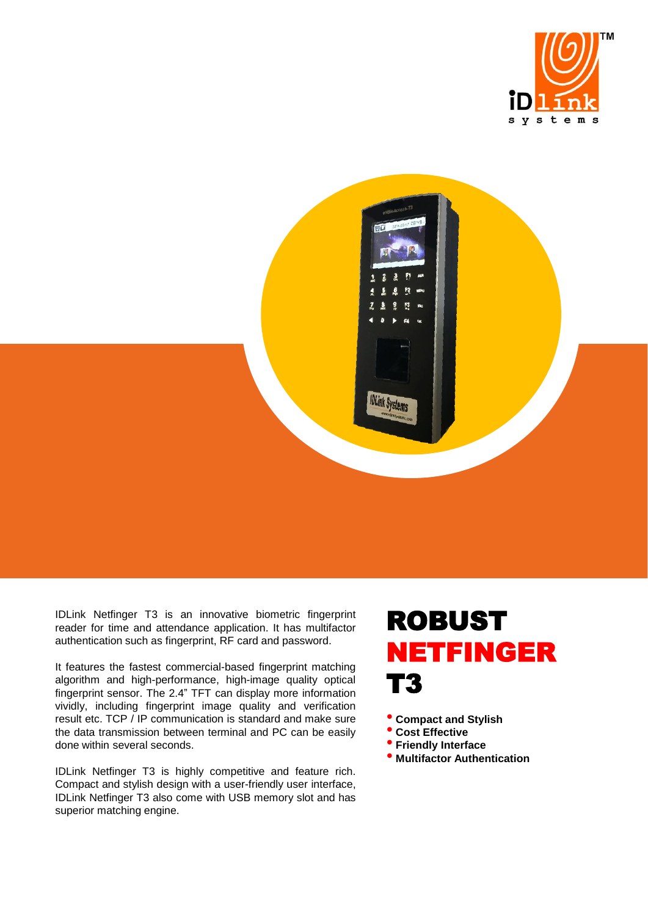# ROBUST NETFINGER T3

- **Compact and Stylish**
- **Cost Effective**
- **Friendly Interface**
- **Multifactor Authentication**

IDLink Netfinger T3 is an innovative biometric fingerprint reader for time and attendance application. It has multifactor authentication such as fingerprint, RF card and password.

It features the fastest commercial-based fingerprint matching algorithm and high-performance, high-image quality optical fingerprint sensor. The 2.4" TFT can display more information vividly, including fingerprint image quality and verification result etc. TCP / IP communication is standard and make sure the data transmission between terminal and PC can be easily done within several seconds.

IDLink Netfinger T3 is highly competitive and feature rich. Compact and stylish design with a user-friendly user interface, IDLink Netfinger T3 also come with USB memory slot and has superior matching engine.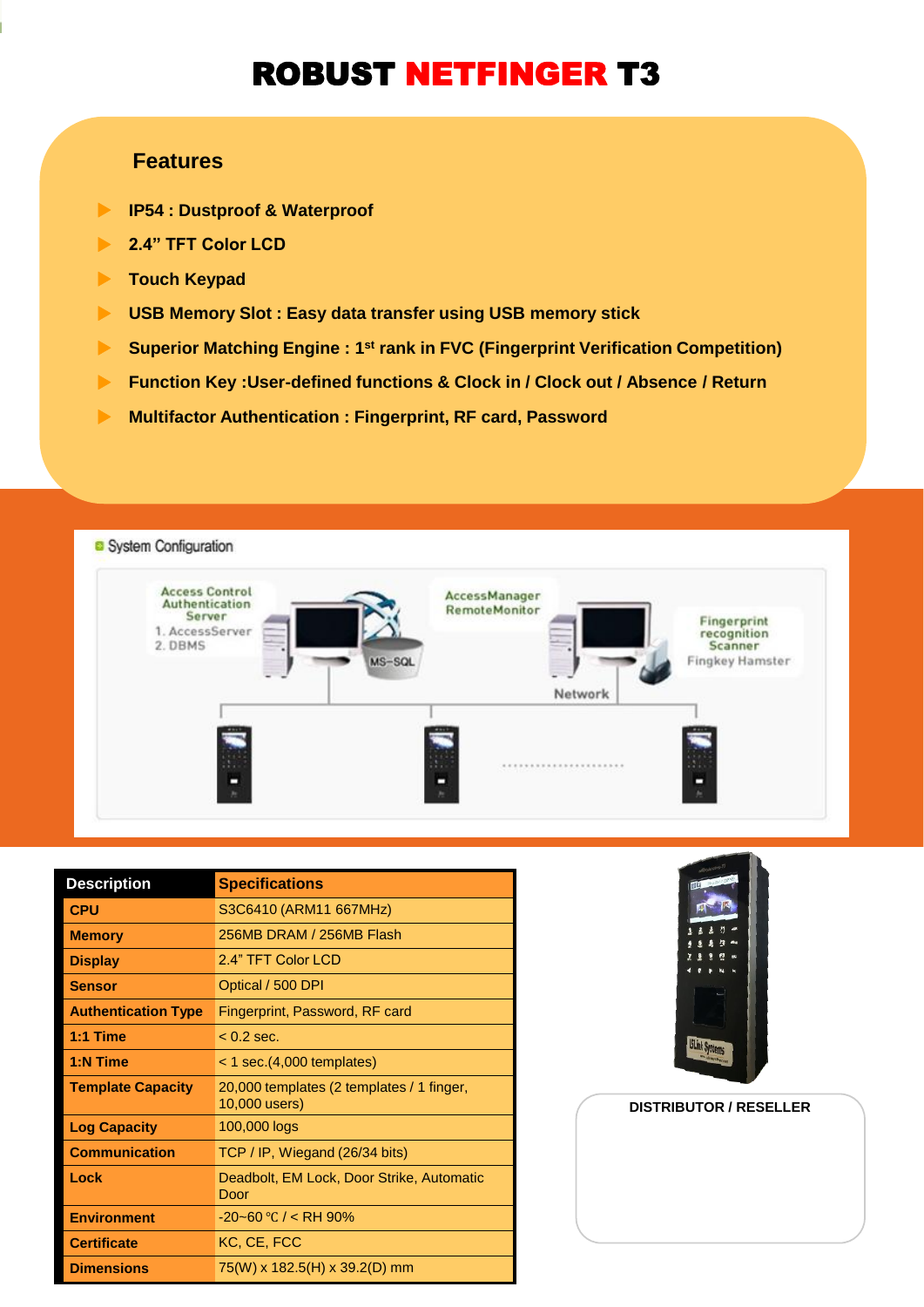# ROBUST NETFINGER T3

### Features

- IP54 : Dustproof & Waterproof
- 2.4" TFT Color LCD
- Touch Keypad
- USB Memory Slot : Easy data transfer using USB memory stick
- Superior Matching Engine : 1st rank in FVC (Fingerprint Verification Competition)
- Function Key :User-defined functions & Clock in / Clock out / Absence / Return
- Multifactor Authentication : Fingerprint, RF card, Password

System Configuration

Access Control Authentication Server
1. AccessServer
2. DBMS

MS-SQL

AccessManager RemoteMonitor

Fingerprint recognition Scanner
Fingkey Hamster

Network

| Description | Specifications |
|---|---|
| CPU | S3C6410 (ARM11 667MHz) |
| Memory | 256MB DRAM / 256MB Flash |
| Display | 2.4" TFT Color LCD |
| Sensor | Optical / 500 DPI |
| Authentication Type | Fingerprint, Password, RF card |
| 1:1 Time | < 0.2 sec. |
| 1:N Time | < 1 sec.(4,000 templates) |
| Template Capacity | 20,000 templates (2 templates / 1 finger, 10,000 users) |
| Log Capacity | 100,000 logs |
| Communication | TCP / IP, Wiegand (26/34 bits) |
| Lock | Deadbolt, EM Lock, Door Strike, Automatic Door |
| Environment | -20~60 ℃ / < RH 90% |
| Certificate | KC, CE, FCC |
| Dimensions | 75(W) x 182.5(H) x 39.2(D) mm |

DISTRIBUTOR / RESELLER